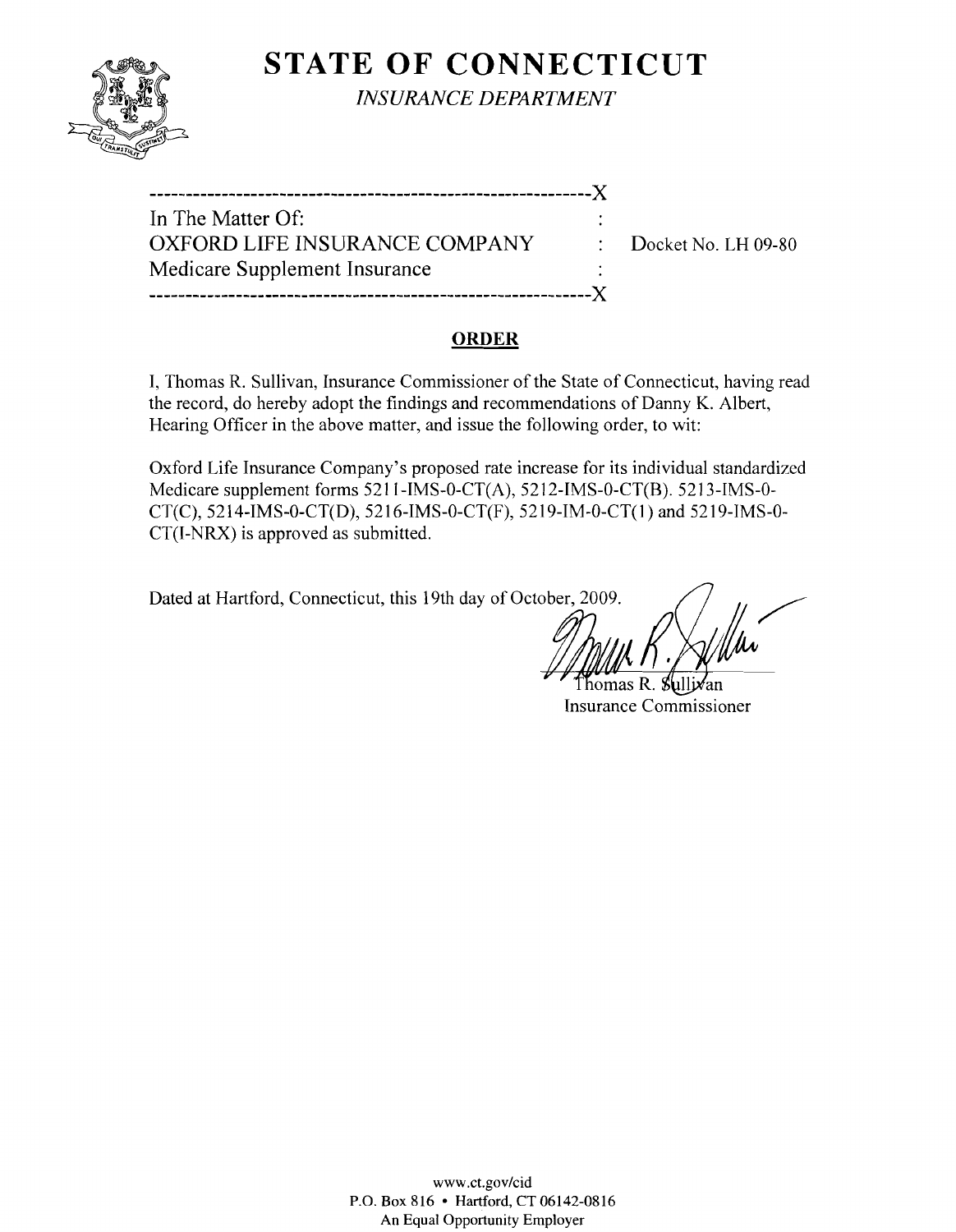# STATE OF CONNECTICUT

*INSURANCE DEPARTMENT*

---------------------------------------------------------------X

In The Matter Of: :

OXFORD LIFE INSURANCE COMPANY : Docket No. LH 09-80

Medicare Supplement Insurance :

---------------------------------------------------------------X

## ORDER

I, Thomas R. Sullivan, Insurance Commissioner of the State of Connecticut, having read the record, do hereby adopt the findings and recommendations of Danny K. Albert, Hearing Officer in the above matter, and issue the following order, to wit:

Oxford Life Insurance Company's proposed rate increase for its individual standardized Medicare supplement forms 5211-IMS-0-CT(A), 5212-IMS-0-CT(B). 5213-IMS-0-CT(C), 5214-IMS-0-CT(D), 5216-IMS-0-CT(F), 5219-IM-0-CT(1) and 5219-IMS-0-CT(I-NRX) is approved as submitted.

Dated at Hartford, Connecticut, this 19th day of October, 2009.

Thomas R. Sullivan
Insurance Commissioner

www.ct.gov/cid
P.O. Box 816 • Hartford, CT 06142-0816
An Equal Opportunity Employer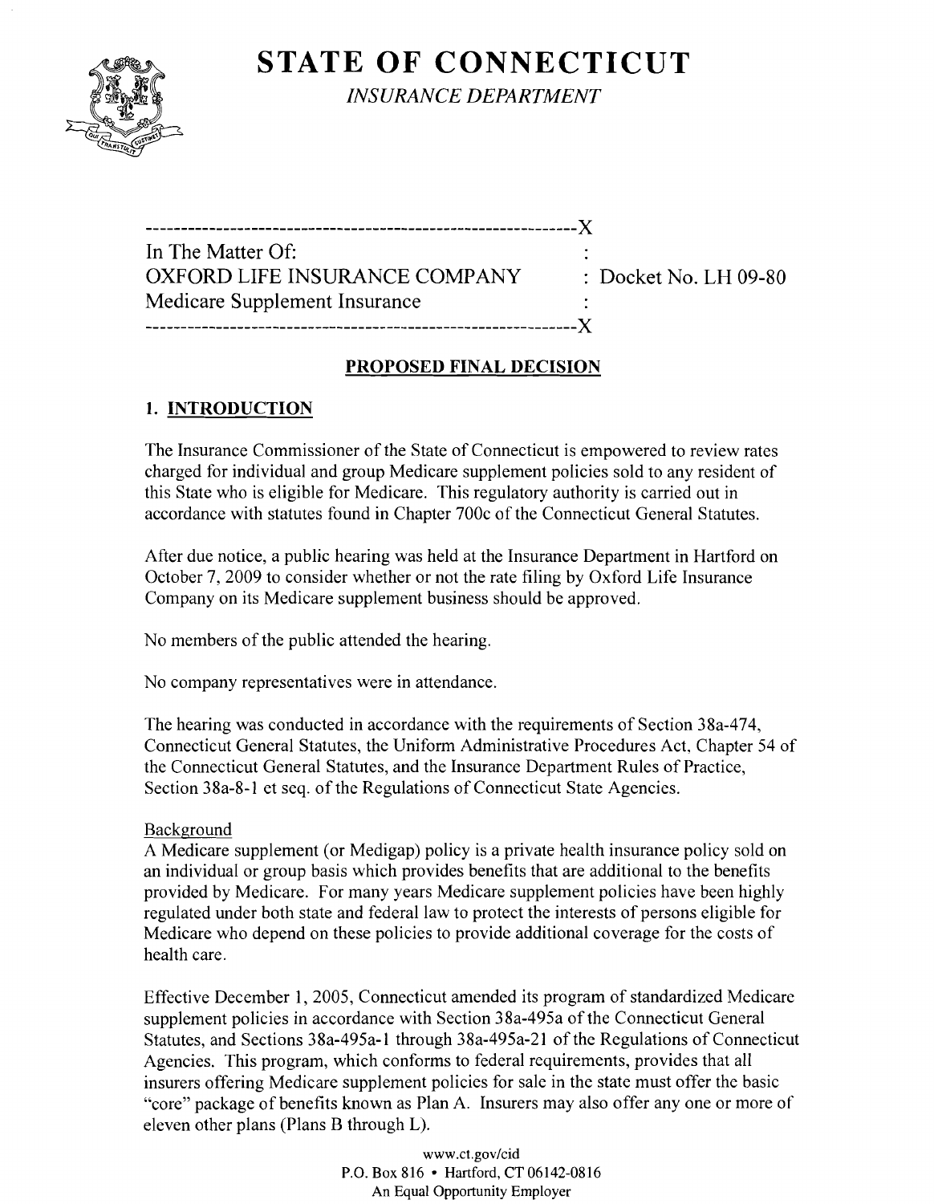# STATE OF CONNECTICUT

*INSURANCE DEPARTMENT*

```
-------------------------------------------------------------X
In The Matter Of:                                :
OXFORD LIFE INSURANCE COMPANY                    : Docket No. LH 09-80
Medicare Supplement Insurance                    :
-------------------------------------------------------------X
```

## PROPOSED FINAL DECISION

### 1. INTRODUCTION

The Insurance Commissioner of the State of Connecticut is empowered to review rates charged for individual and group Medicare supplement policies sold to any resident of this State who is eligible for Medicare. This regulatory authority is carried out in accordance with statutes found in Chapter 700c of the Connecticut General Statutes.

After due notice, a public hearing was held at the Insurance Department in Hartford on October 7, 2009 to consider whether or not the rate filing by Oxford Life Insurance Company on its Medicare supplement business should be approved.

No members of the public attended the hearing.

No company representatives were in attendance.

The hearing was conducted in accordance with the requirements of Section 38a-474, Connecticut General Statutes, the Uniform Administrative Procedures Act, Chapter 54 of the Connecticut General Statutes, and the Insurance Department Rules of Practice, Section 38a-8-1 et seq. of the Regulations of Connecticut State Agencies.

Background

A Medicare supplement (or Medigap) policy is a private health insurance policy sold on an individual or group basis which provides benefits that are additional to the benefits provided by Medicare. For many years Medicare supplement policies have been highly regulated under both state and federal law to protect the interests of persons eligible for Medicare who depend on these policies to provide additional coverage for the costs of health care.

Effective December 1, 2005, Connecticut amended its program of standardized Medicare supplement policies in accordance with Section 38a-495a of the Connecticut General Statutes, and Sections 38a-495a-1 through 38a-495a-21 of the Regulations of Connecticut Agencies. This program, which conforms to federal requirements, provides that all insurers offering Medicare supplement policies for sale in the state must offer the basic "core" package of benefits known as Plan A. Insurers may also offer any one or more of eleven other plans (Plans B through L).

www.ct.gov/cid
P.O. Box 816 • Hartford, CT 06142-0816
An Equal Opportunity Employer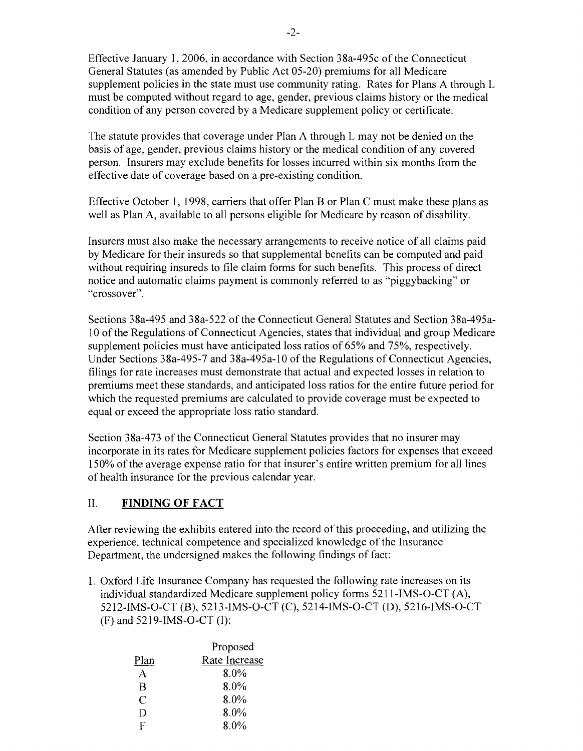Effective January 1, 2006, in accordance with Section 38a-495c of the Connecticut General Statutes (as amended by Public Act 05-20) premiums for all Medicare supplement policies in the state must use community rating. Rates for Plans A through L must be computed without regard to age, gender, previous claims history or the medical condition of any person covered by a Medicare supplement policy or certificate.

The statute provides that coverage under Plan A through L may not be denied on the basis of age, gender, previous claims history or the medical condition of any covered person. Insurers may exclude benefits for losses incurred within six months from the effective date of coverage based on a pre-existing condition.

Effective October 1, 1998, carriers that offer Plan B or Plan C must make these plans as well as Plan A, available to all persons eligible for Medicare by reason of disability.

Insurers must also make the necessary arrangements to receive notice of all claims paid by Medicare for their insureds so that supplemental benefits can be computed and paid without requiring insureds to file claim forms for such benefits. This process of direct notice and automatic claims payment is commonly referred to as "piggybacking" or "crossover".

Sections 38a-495 and 38a-522 of the Connecticut General Statutes and Section 38a-495a-10 of the Regulations of Connecticut Agencies, states that individual and group Medicare supplement policies must have anticipated loss ratios of 65% and 75%, respectively. Under Sections 38a-495-7 and 38a-495a-10 of the Regulations of Connecticut Agencies, filings for rate increases must demonstrate that actual and expected losses in relation to premiums meet these standards, and anticipated loss ratios for the entire future period for which the requested premiums are calculated to provide coverage must be expected to equal or exceed the appropriate loss ratio standard.

Section 38a-473 of the Connecticut General Statutes provides that no insurer may incorporate in its rates for Medicare supplement policies factors for expenses that exceed 150% of the average expense ratio for that insurer's entire written premium for all lines of health insurance for the previous calendar year.

## II. **FINDING OF FACT**

After reviewing the exhibits entered into the record of this proceeding, and utilizing the experience, technical competence and specialized knowledge of the Insurance Department, the undersigned makes the following findings of fact:

1. Oxford Life Insurance Company has requested the following rate increases on its individual standardized Medicare supplement policy forms 5211-IMS-O-CT (A), 5212-IMS-O-CT (B), 5213-IMS-O-CT (C), 5214-IMS-O-CT (D), 5216-IMS-O-CT (F) and 5219-IMS-O-CT (I):

| Plan | Proposed Rate Increase |
|---|---|
| A | 8.0% |
| B | 8.0% |
| C | 8.0% |
| D | 8.0% |
| F | 8.0% |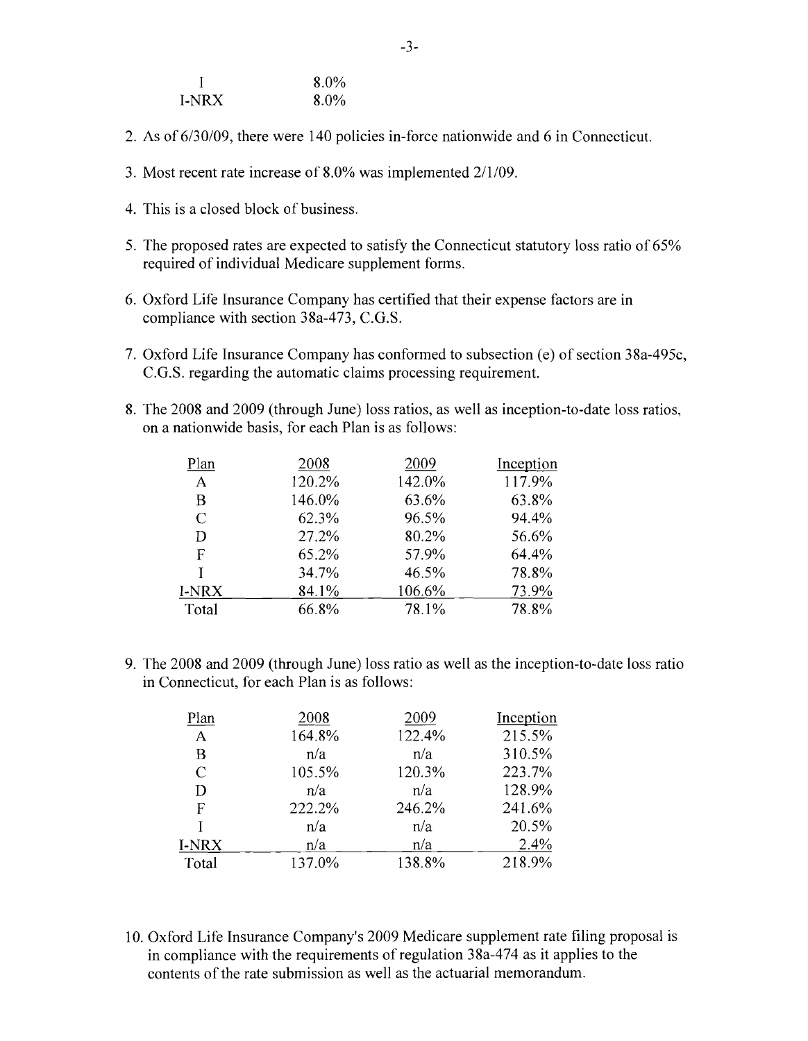| | |
|---|---|
| I | 8.0% |
| I-NRX | 8.0% |

2. As of 6/30/09, there were 140 policies in-force nationwide and 6 in Connecticut.

3. Most recent rate increase of 8.0% was implemented 2/1/09.

4. This is a closed block of business.

5. The proposed rates are expected to satisfy the Connecticut statutory loss ratio of 65% required of individual Medicare supplement forms.

6. Oxford Life Insurance Company has certified that their expense factors are in compliance with section 38a-473, C.G.S.

7. Oxford Life Insurance Company has conformed to subsection (e) of section 38a-495c, C.G.S. regarding the automatic claims processing requirement.

8. The 2008 and 2009 (through June) loss ratios, as well as inception-to-date loss ratios, on a nationwide basis, for each Plan is as follows:

| Plan | 2008 | 2009 | Inception |
|---|---|---|---|
| A | 120.2% | 142.0% | 117.9% |
| B | 146.0% | 63.6% | 63.8% |
| C | 62.3% | 96.5% | 94.4% |
| D | 27.2% | 80.2% | 56.6% |
| F | 65.2% | 57.9% | 64.4% |
| I | 34.7% | 46.5% | 78.8% |
| I-NRX | 84.1% | 106.6% | 73.9% |
| Total | 66.8% | 78.1% | 78.8% |

9. The 2008 and 2009 (through June) loss ratio as well as the inception-to-date loss ratio in Connecticut, for each Plan is as follows:

| Plan | 2008 | 2009 | Inception |
|---|---|---|---|
| A | 164.8% | 122.4% | 215.5% |
| B | n/a | n/a | 310.5% |
| C | 105.5% | 120.3% | 223.7% |
| D | n/a | n/a | 128.9% |
| F | 222.2% | 246.2% | 241.6% |
| I | n/a | n/a | 20.5% |
| I-NRX | n/a | n/a | 2.4% |
| Total | 137.0% | 138.8% | 218.9% |

10. Oxford Life Insurance Company's 2009 Medicare supplement rate filing proposal is in compliance with the requirements of regulation 38a-474 as it applies to the contents of the rate submission as well as the actuarial memorandum.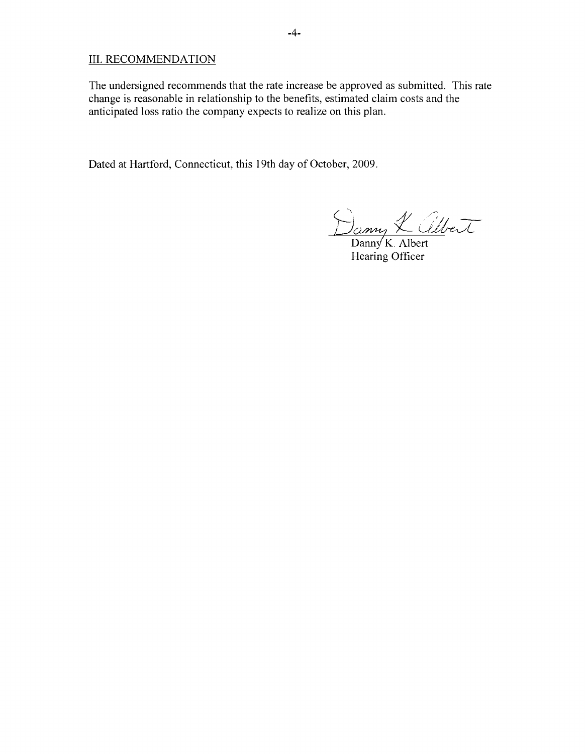## III. RECOMMENDATION

The undersigned recommends that the rate increase be approved as submitted. This rate change is reasonable in relationship to the benefits, estimated claim costs and the anticipated loss ratio the company expects to realize on this plan.

Dated at Hartford, Connecticut, this 19th day of October, 2009.

Danny K. Albert
Hearing Officer